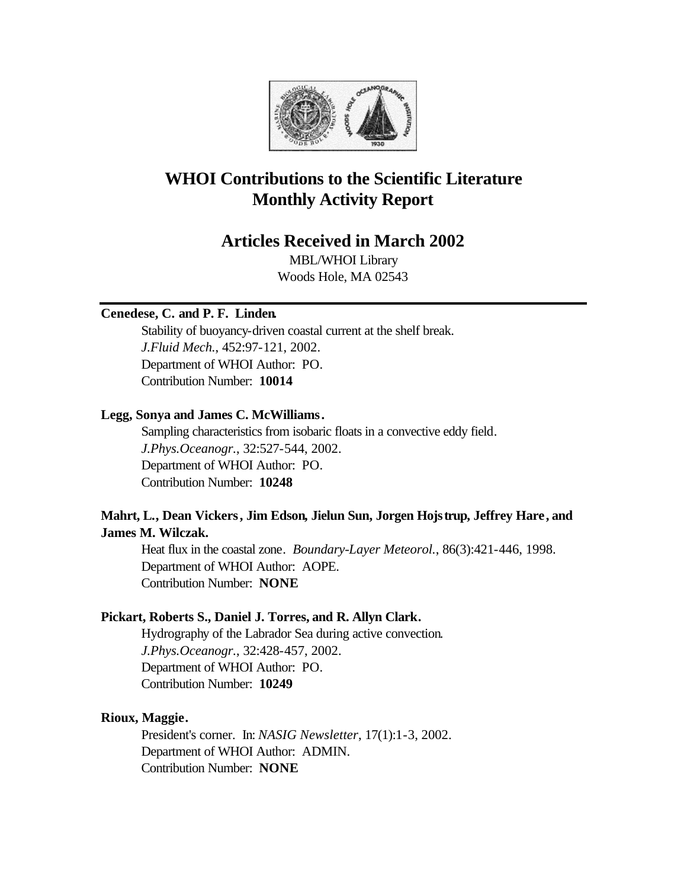# WHOI Contributions to the Scientific Literature
# Monthly Activity Report

## Articles Received in March 2002

MBL/WHOI Library
Woods Hole, MA 02543

---

**Cenedese, C. and P. F. Linden.**

Stability of buoyancy-driven coastal current at the shelf break.
*J.Fluid Mech.*, 452:97-121, 2002.
Department of WHOI Author: PO.
Contribution Number: **10014**

**Legg, Sonya and James C. McWilliams.**

Sampling characteristics from isobaric floats in a convective eddy field.
*J.Phys.Oceanogr.*, 32:527-544, 2002.
Department of WHOI Author: PO.
Contribution Number: **10248**

**Mahrt, L., Dean Vickers, Jim Edson, Jielun Sun, Jorgen Hojstrup, Jeffrey Hare, and James M. Wilczak.**

Heat flux in the coastal zone. *Boundary-Layer Meteorol.*, 86(3):421-446, 1998.
Department of WHOI Author: AOPE.
Contribution Number: **NONE**

**Pickart, Roberts S., Daniel J. Torres, and R. Allyn Clark.**

Hydrography of the Labrador Sea during active convection.
*J.Phys.Oceanogr.*, 32:428-457, 2002.
Department of WHOI Author: PO.
Contribution Number: **10249**

**Rioux, Maggie.**

President's corner. In: *NASIG Newsletter*, 17(1):1-3, 2002.
Department of WHOI Author: ADMIN.
Contribution Number: **NONE**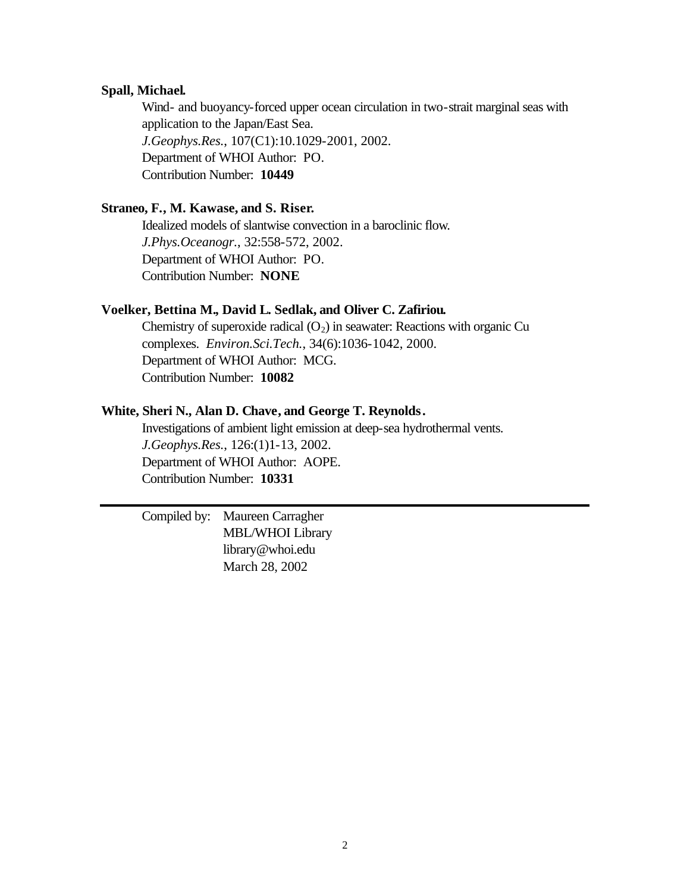**Spall, Michael.**

Wind- and buoyancy-forced upper ocean circulation in two-strait marginal seas with application to the Japan/East Sea.
*J.Geophys.Res.*, 107(C1):10.1029-2001, 2002.
Department of WHOI Author: PO.
Contribution Number: **10449**

**Straneo, F., M. Kawase, and S. Riser.**

Idealized models of slantwise convection in a baroclinic flow.
*J.Phys.Oceanogr.*, 32:558-572, 2002.
Department of WHOI Author: PO.
Contribution Number: **NONE**

**Voelker, Bettina M., David L. Sedlak, and Oliver C. Zafiriou.**

Chemistry of superoxide radical ($O_2$) in seawater: Reactions with organic Cu complexes. *Environ.Sci.Tech.*, 34(6):1036-1042, 2000.
Department of WHOI Author: MCG.
Contribution Number: **10082**

**White, Sheri N., Alan D. Chave, and George T. Reynolds.**

Investigations of ambient light emission at deep-sea hydrothermal vents.
*J.Geophys.Res.*, 126:(1)1-13, 2002.
Department of WHOI Author: AOPE.
Contribution Number: **10331**

---

Compiled by: Maureen Carragher
MBL/WHOI Library
library@whoi.edu
March 28, 2002